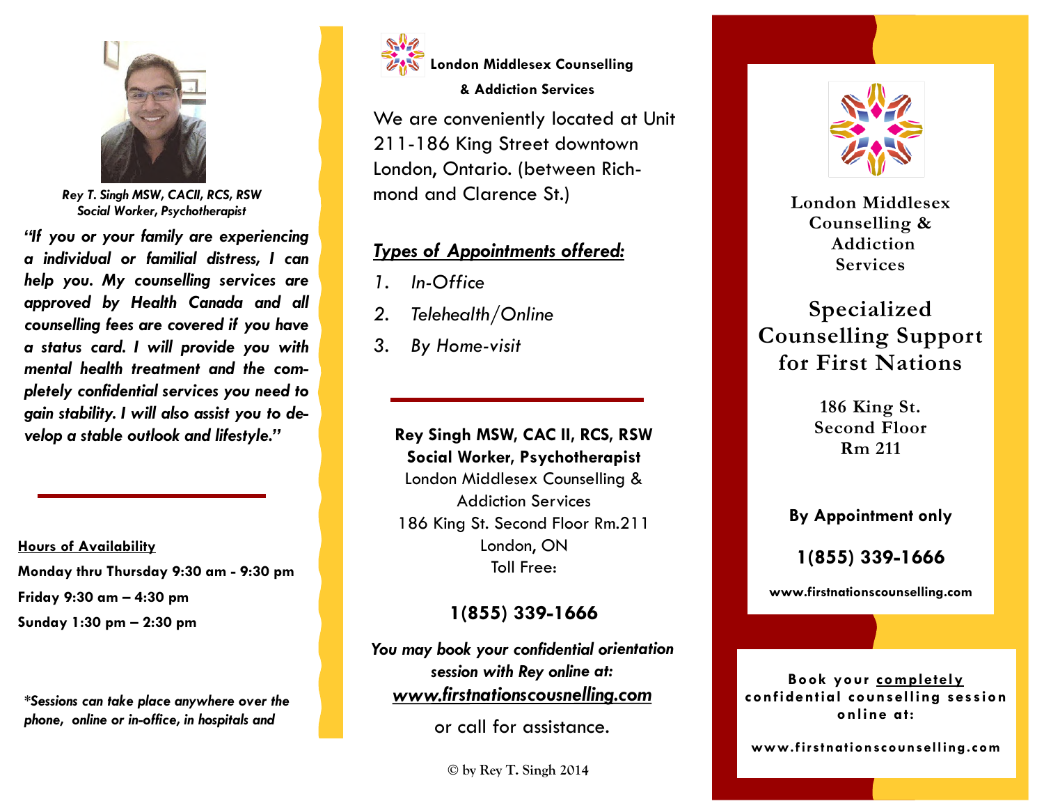Rey T. Singh MSW, CACII, RCS, RSW
Social Worker, Psychotherapist

*"If you or your family are experiencing a individual or familial distress, I can help you. My counselling services are approved by Health Canada and all counselling fees are covered if you have a status card. I will provide you with mental health treatment and the completely confidential services you need to gain stability. I will also assist you to develop a stable outlook and lifestyle."*

**Hours of Availability**

**Monday thru Thursday 9:30 am - 9:30 pm**

**Friday 9:30 am – 4:30 pm**

**Sunday 1:30 pm – 2:30 pm**

*\*Sessions can take place anywhere over the phone, online or in-office, in hospitals and*

**London Middlesex Counselling & Addiction Services**

We are conveniently located at Unit 211-186 King Street downtown London, Ontario. (between Richmond and Clarence St.)

***Types of Appointments offered:***

1. *In-Office*
2. *Telehealth/Online*
3. *By Home-visit*

**Rey Singh MSW, CAC II, RCS, RSW**
**Social Worker, Psychotherapist**
London Middlesex Counselling & Addiction Services
186 King St. Second Floor Rm.211
London, ON
Toll Free:

**1(855) 339-1666**

***You may book your confidential orientation session with Rey online at:***
***www.firstnationscousnelling.com***

or call for assistance.

© by Rey T. Singh 2014

London Middlesex Counselling & Addiction Services

# Specialized Counselling Support for First Nations

186 King St.
Second Floor
Rm 211

**By Appointment only**

**1(855) 339-1666**

**www.firstnationscounselling.com**

**Book your completely confidential counselling session online at:**

**www.firstnationscounselling.com**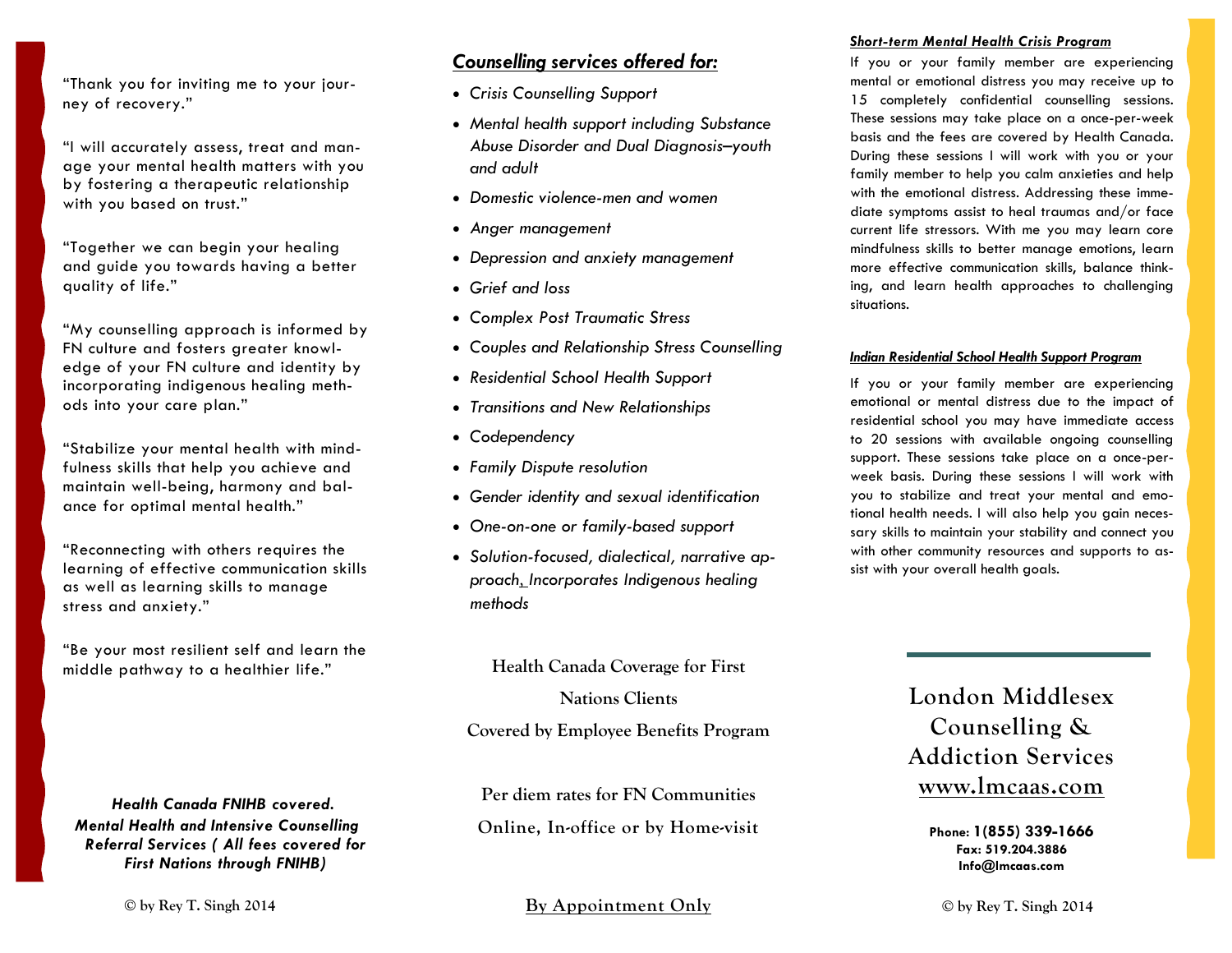"Thank you for inviting me to your journey of recovery."

"I will accurately assess, treat and manage your mental health matters with you by fostering a therapeutic relationship with you based on trust."

"Together we can begin your healing and guide you towards having a better quality of life."

"My counselling approach is informed by FN culture and fosters greater knowledge of your FN culture and identity by incorporating indigenous healing methods into your care plan."

"Stabilize your mental health with mindfulness skills that help you achieve and maintain well-being, harmony and balance for optimal mental health."

"Reconnecting with others requires the learning of effective communication skills as well as learning skills to manage stress and anxiety."

"Be your most resilient self and learn the middle pathway to a healthier life."

***Health Canada FNIHB covered. Mental Health and Intensive Counselling Referral Services ( All fees covered for First Nations through FNIHB)***

© by Rey T. Singh 2014

## ***Counselling services offered for:***

- *Crisis Counselling Support*
- *Mental health support including Substance Abuse Disorder and Dual Diagnosis–youth and adult*
- *Domestic violence-men and women*
- *Anger management*
- *Depression and anxiety management*
- *Grief and loss*
- *Complex Post Traumatic Stress*
- *Couples and Relationship Stress Counselling*
- *Residential School Health Support*
- *Transitions and New Relationships*
- *Codependency*
- *Family Dispute resolution*
- *Gender identity and sexual identification*
- *One-on-one or family-based support*
- *Solution-focused, dialectical, narrative approach, Incorporates Indigenous healing methods*

Health Canada Coverage for First Nations Clients

Covered by Employee Benefits Program

Per diem rates for FN Communities

Online, In-office or by Home-visit

By Appointment Only

### ***Short-term Mental Health Crisis Program***

If you or your family member are experiencing mental or emotional distress you may receive up to 15 completely confidential counselling sessions. These sessions may take place on a once-per-week basis and the fees are covered by Health Canada. During these sessions I will work with you or your family member to help you calm anxieties and help with the emotional distress. Addressing these immediate symptoms assist to heal traumas and/or face current life stressors. With me you may learn core mindfulness skills to better manage emotions, learn more effective communication skills, balance thinking, and learn health approaches to challenging situations.

### ***Indian Residential School Health Support Program***

If you or your family member are experiencing emotional or mental distress due to the impact of residential school you may have immediate access to 20 sessions with available ongoing counselling support. These sessions take place on a once-per-week basis. During these sessions I will work with you to stabilize and treat your mental and emotional health needs. I will also help you gain necessary skills to maintain your stability and connect you with other community resources and supports to assist with your overall health goals.

## London Middlesex Counselling & Addiction Services

www.lmcaas.com

**Phone: 1(855) 339-1666**
**Fax: 519.204.3886**
**Info@lmcaas.com**

© by Rey T. Singh 2014